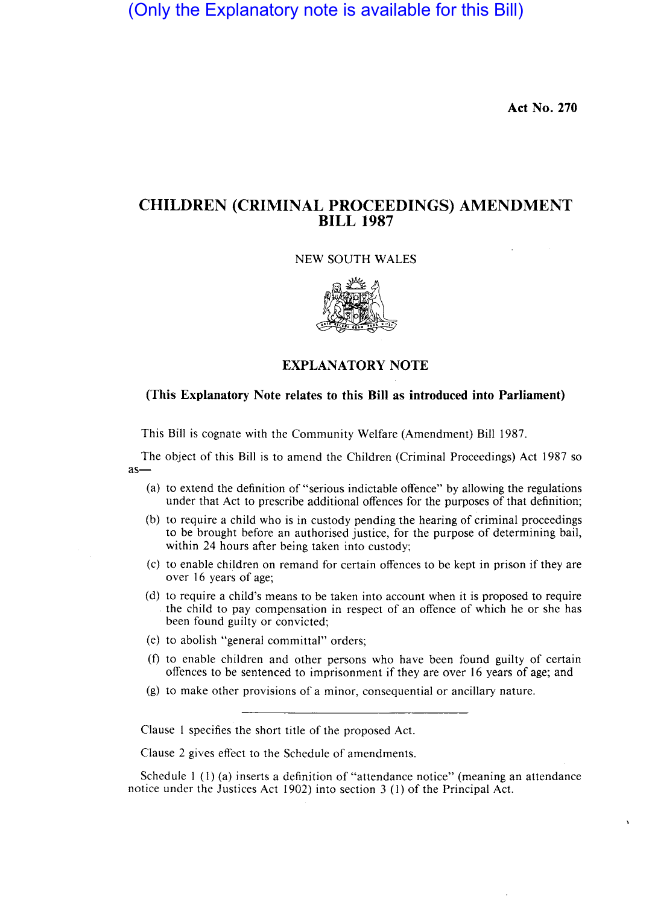(Only the Explanatory note is available for this Bill)

**Act No. 270**

# CHILDREN (CRIMINAL PROCEEDINGS) AMENDMENT BILL 1987

NEW SOUTH WALES

## EXPLANATORY NOTE

### (This Explanatory Note relates to this Bill as introduced into Parliament)

This Bill is cognate with the Community Welfare (Amendment) Bill 1987.

The object of this Bill is to amend the Children (Criminal Proceedings) Act 1987 so as—

(a) to extend the definition of "serious indictable offence" by allowing the regulations under that Act to prescribe additional offences for the purposes of that definition;

(b) to require a child who is in custody pending the hearing of criminal proceedings to be brought before an authorised justice, for the purpose of determining bail, within 24 hours after being taken into custody;

(c) to enable children on remand for certain offences to be kept in prison if they are over 16 years of age;

(d) to require a child's means to be taken into account when it is proposed to require the child to pay compensation in respect of an offence of which he or she has been found guilty or convicted;

(e) to abolish "general committal" orders;

(f) to enable children and other persons who have been found guilty of certain offences to be sentenced to imprisonment if they are over 16 years of age; and

(g) to make other provisions of a minor, consequential or ancillary nature.

---

Clause 1 specifies the short title of the proposed Act.

Clause 2 gives effect to the Schedule of amendments.

Schedule 1 (1) (a) inserts a definition of "attendance notice" (meaning an attendance notice under the Justices Act 1902) into section 3 (1) of the Principal Act.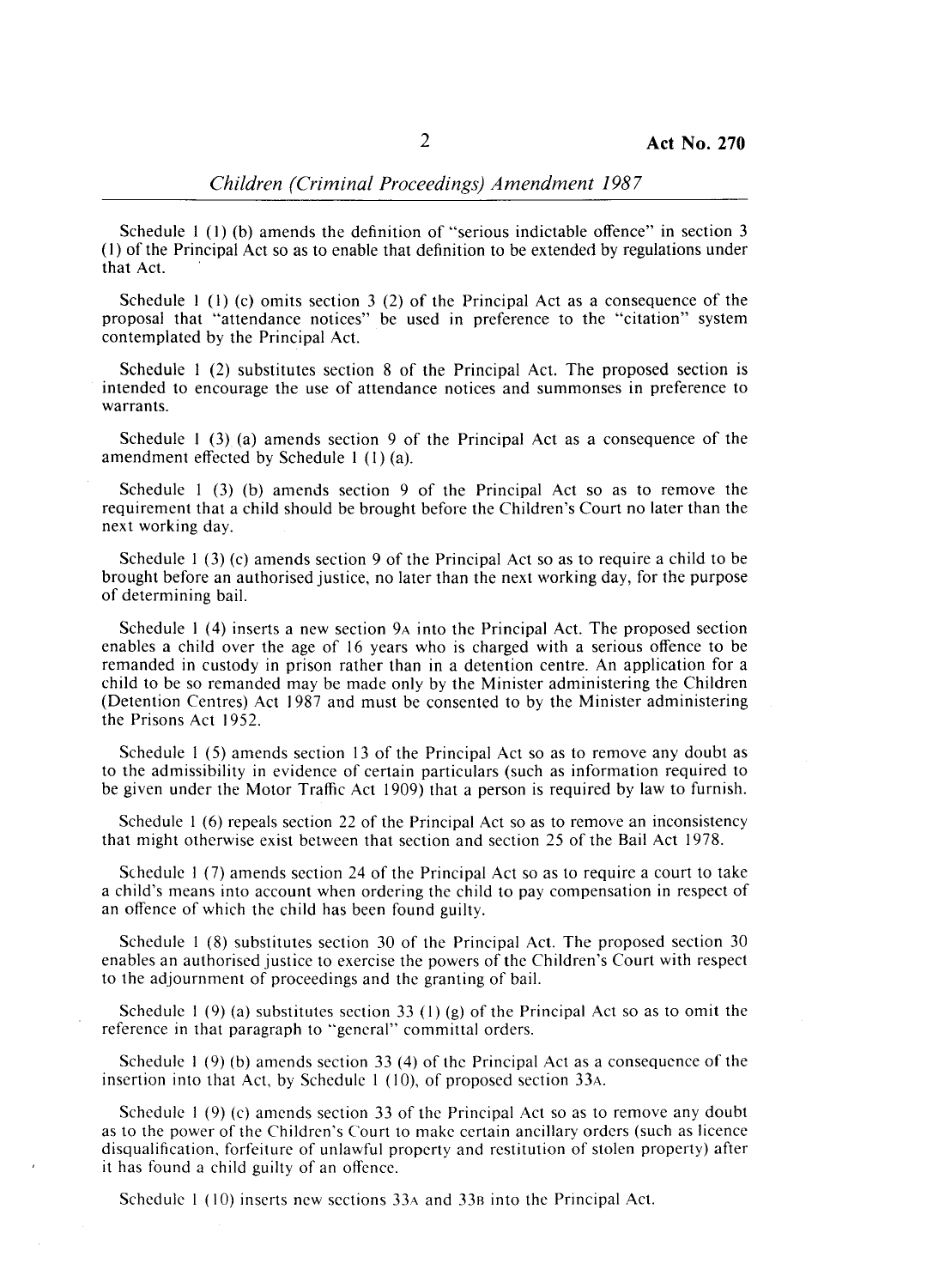Schedule 1 (1) (b) amends the definition of "serious indictable offence" in section 3 (1) of the Principal Act so as to enable that definition to be extended by regulations under that Act.

Schedule 1 (1) (c) omits section 3 (2) of the Principal Act as a consequence of the proposal that "attendance notices" be used in preference to the "citation" system contemplated by the Principal Act.

Schedule 1 (2) substitutes section 8 of the Principal Act. The proposed section is intended to encourage the use of attendance notices and summonses in preference to warrants.

Schedule 1 (3) (a) amends section 9 of the Principal Act as a consequence of the amendment effected by Schedule 1 (1) (a).

Schedule 1 (3) (b) amends section 9 of the Principal Act so as to remove the requirement that a child should be brought before the Children's Court no later than the next working day.

Schedule 1 (3) (c) amends section 9 of the Principal Act so as to require a child to be brought before an authorised justice, no later than the next working day, for the purpose of determining bail.

Schedule 1 (4) inserts a new section 9A into the Principal Act. The proposed section enables a child over the age of 16 years who is charged with a serious offence to be remanded in custody in prison rather than in a detention centre. An application for a child to be so remanded may be made only by the Minister administering the Children (Detention Centres) Act 1987 and must be consented to by the Minister administering the Prisons Act 1952.

Schedule 1 (5) amends section 13 of the Principal Act so as to remove any doubt as to the admissibility in evidence of certain particulars (such as information required to be given under the Motor Traffic Act 1909) that a person is required by law to furnish.

Schedule 1 (6) repeals section 22 of the Principal Act so as to remove an inconsistency that might otherwise exist between that section and section 25 of the Bail Act 1978.

Schedule 1 (7) amends section 24 of the Principal Act so as to require a court to take a child's means into account when ordering the child to pay compensation in respect of an offence of which the child has been found guilty.

Schedule 1 (8) substitutes section 30 of the Principal Act. The proposed section 30 enables an authorised justice to exercise the powers of the Children's Court with respect to the adjournment of proceedings and the granting of bail.

Schedule 1 (9) (a) substitutes section 33 (1) (g) of the Principal Act so as to omit the reference in that paragraph to "general" committal orders.

Schedule 1 (9) (b) amends section 33 (4) of the Principal Act as a consequence of the insertion into that Act, by Schedule 1 (10), of proposed section 33A.

Schedule 1 (9) (c) amends section 33 of the Principal Act so as to remove any doubt as to the power of the Children's Court to make certain ancillary orders (such as licence disqualification, forfeiture of unlawful property and restitution of stolen property) after it has found a child guilty of an offence.

Schedule 1 (10) inserts new sections 33A and 33B into the Principal Act.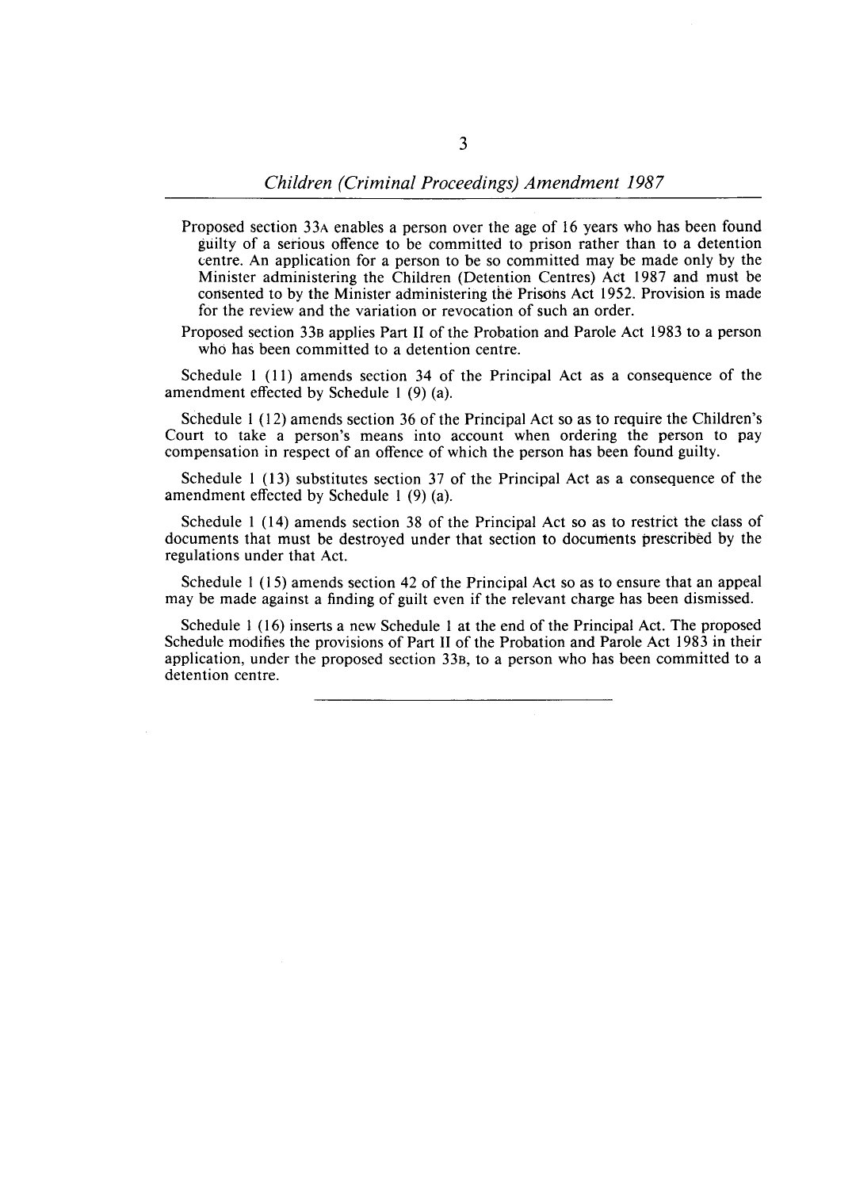Proposed section 33A enables a person over the age of 16 years who has been found guilty of a serious offence to be committed to prison rather than to a detention centre. An application for a person to be so committed may be made only by the Minister administering the Children (Detention Centres) Act 1987 and must be consented to by the Minister administering the Prisons Act 1952. Provision is made for the review and the variation or revocation of such an order.

Proposed section 33B applies Part II of the Probation and Parole Act 1983 to a person who has been committed to a detention centre.

Schedule 1 (11) amends section 34 of the Principal Act as a consequence of the amendment effected by Schedule 1 (9) (a).

Schedule 1 (12) amends section 36 of the Principal Act so as to require the Children's Court to take a person's means into account when ordering the person to pay compensation in respect of an offence of which the person has been found guilty.

Schedule 1 (13) substitutes section 37 of the Principal Act as a consequence of the amendment effected by Schedule 1 (9) (a).

Schedule 1 (14) amends section 38 of the Principal Act so as to restrict the class of documents that must be destroyed under that section to documents prescribed by the regulations under that Act.

Schedule 1 (15) amends section 42 of the Principal Act so as to ensure that an appeal may be made against a finding of guilt even if the relevant charge has been dismissed.

Schedule 1 (16) inserts a new Schedule 1 at the end of the Principal Act. The proposed Schedule modifies the provisions of Part II of the Probation and Parole Act 1983 in their application, under the proposed section 33B, to a person who has been committed to a detention centre.